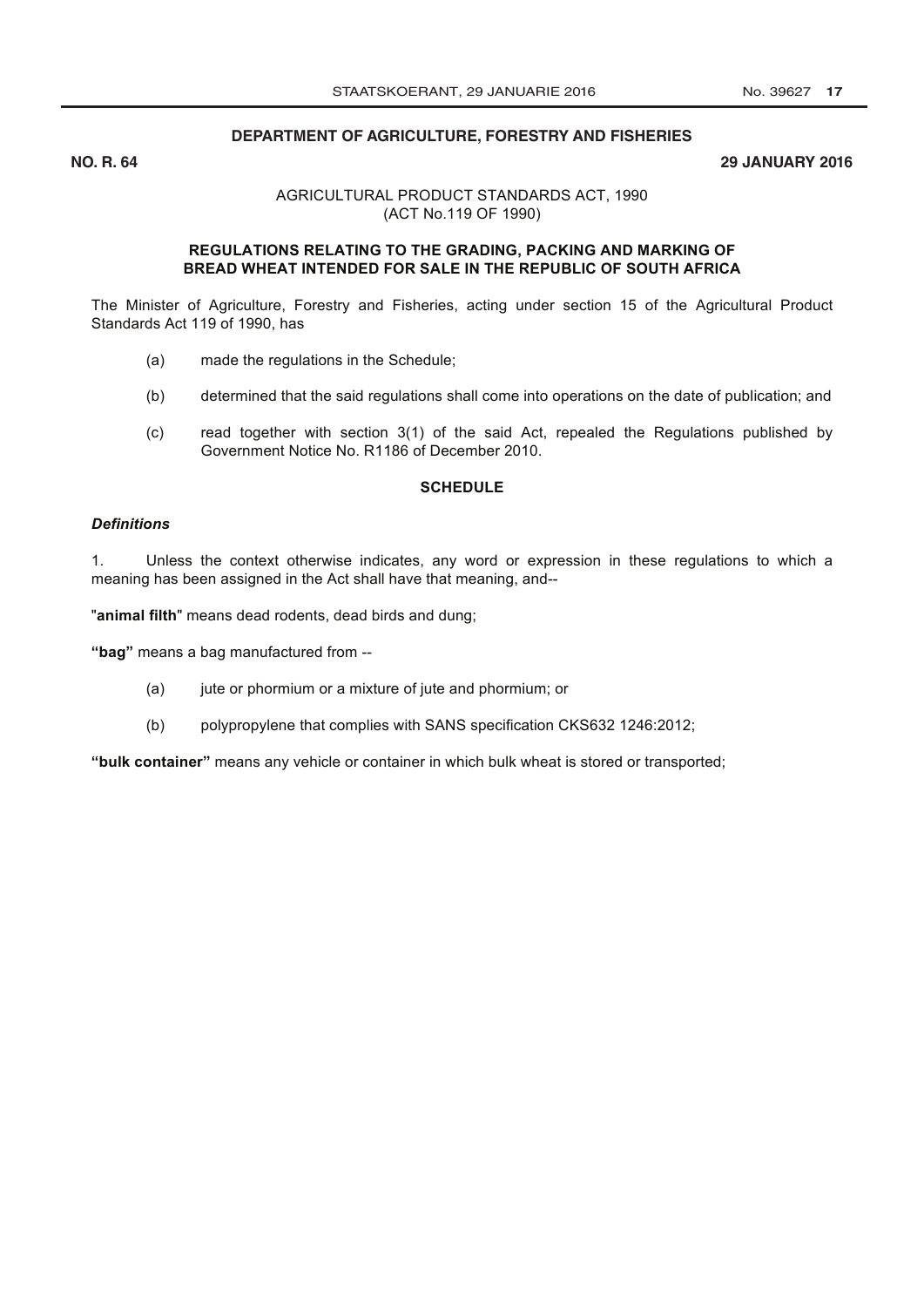**DEPARTMENT OF AGRICULTURE, FORESTRY AND FISHERIES**

**NO. R. 64** **29 JANUARY 2016**

AGRICULTURAL PRODUCT STANDARDS ACT, 1990
(ACT No.119 OF 1990)

**REGULATIONS RELATING TO THE GRADING, PACKING AND MARKING OF BREAD WHEAT INTENDED FOR SALE IN THE REPUBLIC OF SOUTH AFRICA**

The Minister of Agriculture, Forestry and Fisheries, acting under section 15 of the Agricultural Product Standards Act 119 of 1990, has

(a) made the regulations in the Schedule;

(b) determined that the said regulations shall come into operations on the date of publication; and

(c) read together with section 3(1) of the said Act, repealed the Regulations published by Government Notice No. R1186 of December 2010.

**SCHEDULE**

***Definitions***

1. Unless the context otherwise indicates, any word or expression in these regulations to which a meaning has been assigned in the Act shall have that meaning, and--

"**animal filth**" means dead rodents, dead birds and dung;

**"bag"** means a bag manufactured from --

(a) jute or phormium or a mixture of jute and phormium; or

(b) polypropylene that complies with SANS specification CKS632 1246:2012;

**"bulk container"** means any vehicle or container in which bulk wheat is stored or transported;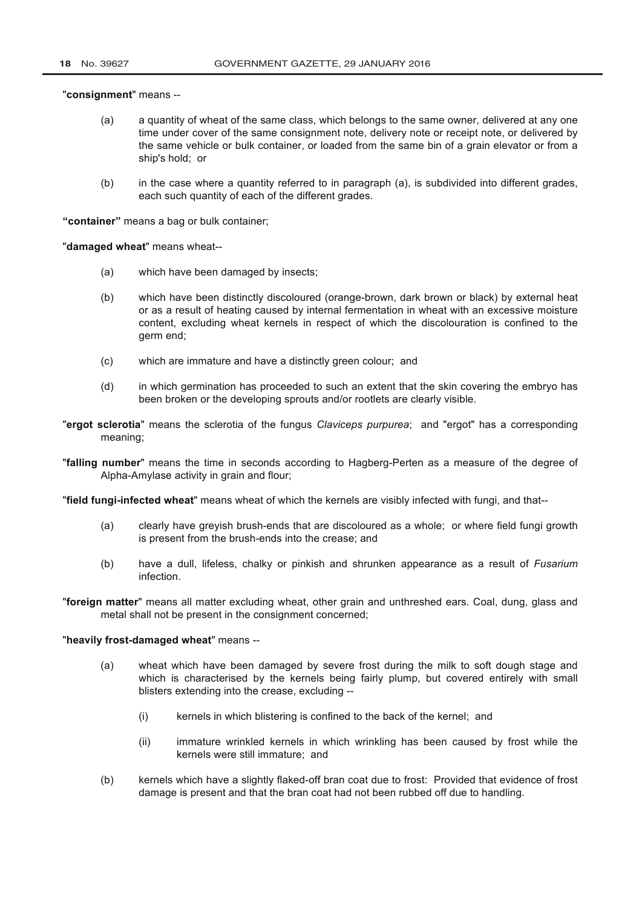"**consignment**" means --

(a) a quantity of wheat of the same class, which belongs to the same owner, delivered at any one time under cover of the same consignment note, delivery note or receipt note, or delivered by the same vehicle or bulk container, or loaded from the same bin of a grain elevator or from a ship's hold; or

(b) in the case where a quantity referred to in paragraph (a), is subdivided into different grades, each such quantity of each of the different grades.

**"container"** means a bag or bulk container;

"**damaged wheat**" means wheat--

(a) which have been damaged by insects;

(b) which have been distinctly discoloured (orange-brown, dark brown or black) by external heat or as a result of heating caused by internal fermentation in wheat with an excessive moisture content, excluding wheat kernels in respect of which the discolouration is confined to the germ end;

(c) which are immature and have a distinctly green colour; and

(d) in which germination has proceeded to such an extent that the skin covering the embryo has been broken or the developing sprouts and/or rootlets are clearly visible.

"**ergot sclerotia**" means the sclerotia of the fungus *Claviceps purpurea*; and "ergot" has a corresponding meaning;

"**falling number**" means the time in seconds according to Hagberg-Perten as a measure of the degree of Alpha-Amylase activity in grain and flour;

"**field fungi-infected wheat**" means wheat of which the kernels are visibly infected with fungi, and that--

(a) clearly have greyish brush-ends that are discoloured as a whole; or where field fungi growth is present from the brush-ends into the crease; and

(b) have a dull, lifeless, chalky or pinkish and shrunken appearance as a result of *Fusarium* infection.

"**foreign matter**" means all matter excluding wheat, other grain and unthreshed ears. Coal, dung, glass and metal shall not be present in the consignment concerned;

"**heavily frost-damaged wheat**" means --

(a) wheat which have been damaged by severe frost during the milk to soft dough stage and which is characterised by the kernels being fairly plump, but covered entirely with small blisters extending into the crease, excluding --

   (i) kernels in which blistering is confined to the back of the kernel; and

   (ii) immature wrinkled kernels in which wrinkling has been caused by frost while the kernels were still immature; and

(b) kernels which have a slightly flaked-off bran coat due to frost: Provided that evidence of frost damage is present and that the bran coat had not been rubbed off due to handling.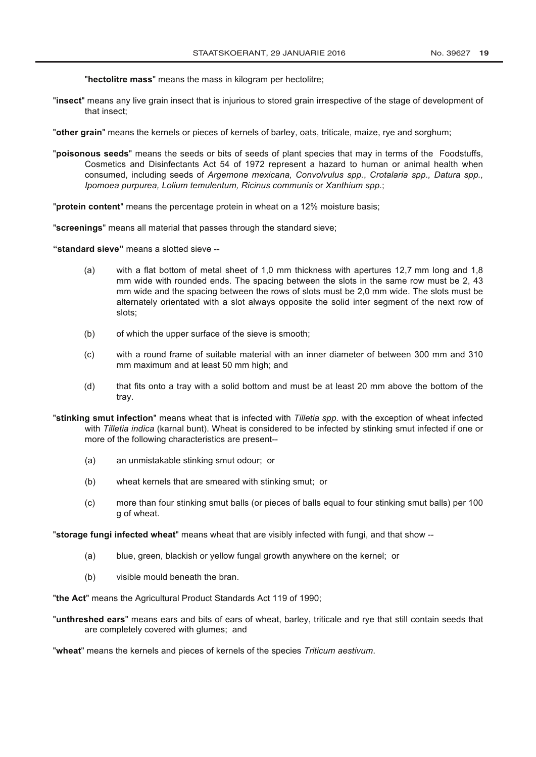"**hectolitre mass**" means the mass in kilogram per hectolitre;

"**insect**" means any live grain insect that is injurious to stored grain irrespective of the stage of development of that insect;

"**other grain**" means the kernels or pieces of kernels of barley, oats, triticale, maize, rye and sorghum;

"**poisonous seeds**" means the seeds or bits of seeds of plant species that may in terms of the Foodstuffs, Cosmetics and Disinfectants Act 54 of 1972 represent a hazard to human or animal health when consumed, including seeds of *Argemone mexicana, Convolvulus spp.*, *Crotalaria spp., Datura spp., Ipomoea purpurea, Lolium temulentum, Ricinus communis* or *Xanthium spp.*;

"**protein content**" means the percentage protein in wheat on a 12% moisture basis;

"**screenings**" means all material that passes through the standard sieve;

**"standard sieve"** means a slotted sieve --

(a) with a flat bottom of metal sheet of 1,0 mm thickness with apertures 12,7 mm long and 1,8 mm wide with rounded ends. The spacing between the slots in the same row must be 2, 43 mm wide and the spacing between the rows of slots must be 2,0 mm wide. The slots must be alternately orientated with a slot always opposite the solid inter segment of the next row of slots;

(b) of which the upper surface of the sieve is smooth;

(c) with a round frame of suitable material with an inner diameter of between 300 mm and 310 mm maximum and at least 50 mm high; and

(d) that fits onto a tray with a solid bottom and must be at least 20 mm above the bottom of the tray.

"**stinking smut infection**" means wheat that is infected with *Tilletia spp.* with the exception of wheat infected with *Tilletia indica* (karnal bunt). Wheat is considered to be infected by stinking smut infected if one or more of the following characteristics are present--

(a) an unmistakable stinking smut odour; or

(b) wheat kernels that are smeared with stinking smut; or

(c) more than four stinking smut balls (or pieces of balls equal to four stinking smut balls) per 100 g of wheat.

"**storage fungi infected wheat**" means wheat that are visibly infected with fungi, and that show --

(a) blue, green, blackish or yellow fungal growth anywhere on the kernel; or

(b) visible mould beneath the bran.

"**the Act**" means the Agricultural Product Standards Act 119 of 1990;

"**unthreshed ears**" means ears and bits of ears of wheat, barley, triticale and rye that still contain seeds that are completely covered with glumes; and

"**wheat**" means the kernels and pieces of kernels of the species *Triticum aestivum*.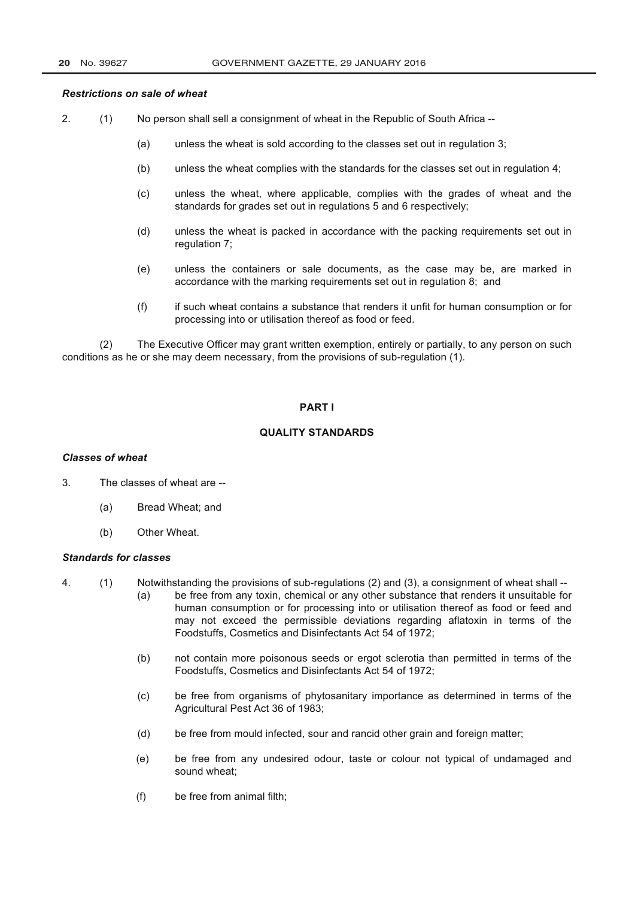*Restrictions on sale of wheat*

2. (1) No person shall sell a consignment of wheat in the Republic of South Africa --

(a) unless the wheat is sold according to the classes set out in regulation 3;

(b) unless the wheat complies with the standards for the classes set out in regulation 4;

(c) unless the wheat, where applicable, complies with the grades of wheat and the standards for grades set out in regulations 5 and 6 respectively;

(d) unless the wheat is packed in accordance with the packing requirements set out in regulation 7;

(e) unless the containers or sale documents, as the case may be, are marked in accordance with the marking requirements set out in regulation 8; and

(f) if such wheat contains a substance that renders it unfit for human consumption or for processing into or utilisation thereof as food or feed.

(2) The Executive Officer may grant written exemption, entirely or partially, to any person on such conditions as he or she may deem necessary, from the provisions of sub-regulation (1).

## PART I

## QUALITY STANDARDS

*Classes of wheat*

3. The classes of wheat are --

(a) Bread Wheat; and

(b) Other Wheat.

*Standards for classes*

4. (1) Notwithstanding the provisions of sub-regulations (2) and (3), a consignment of wheat shall --

(a) be free from any toxin, chemical or any other substance that renders it unsuitable for human consumption or for processing into or utilisation thereof as food or feed and may not exceed the permissible deviations regarding aflatoxin in terms of the Foodstuffs, Cosmetics and Disinfectants Act 54 of 1972;

(b) not contain more poisonous seeds or ergot sclerotia than permitted in terms of the Foodstuffs, Cosmetics and Disinfectants Act 54 of 1972;

(c) be free from organisms of phytosanitary importance as determined in terms of the Agricultural Pest Act 36 of 1983;

(d) be free from mould infected, sour and rancid other grain and foreign matter;

(e) be free from any undesired odour, taste or colour not typical of undamaged and sound wheat;

(f) be free from animal filth;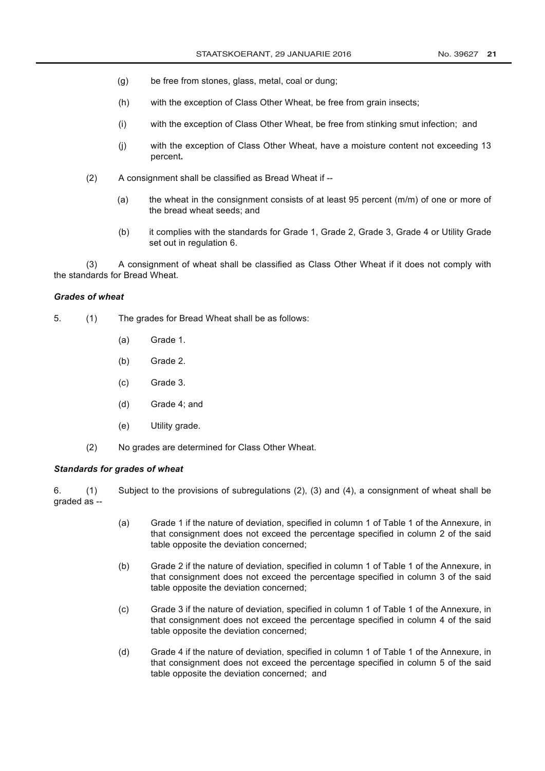(g) be free from stones, glass, metal, coal or dung;

(h) with the exception of Class Other Wheat, be free from grain insects;

(i) with the exception of Class Other Wheat, be free from stinking smut infection; and

(j) with the exception of Class Other Wheat, have a moisture content not exceeding 13 percent**.**

(2) A consignment shall be classified as Bread Wheat if --

(a) the wheat in the consignment consists of at least 95 percent (m/m) of one or more of the bread wheat seeds; and

(b) it complies with the standards for Grade 1, Grade 2, Grade 3, Grade 4 or Utility Grade set out in regulation 6.

(3) A consignment of wheat shall be classified as Class Other Wheat if it does not comply with the standards for Bread Wheat.

***Grades of wheat***

5. (1) The grades for Bread Wheat shall be as follows:

(a) Grade 1.

(b) Grade 2.

(c) Grade 3.

(d) Grade 4; and

(e) Utility grade.

(2) No grades are determined for Class Other Wheat.

***Standards for grades of wheat***

6. (1) Subject to the provisions of subregulations (2), (3) and (4), a consignment of wheat shall be graded as --

(a) Grade 1 if the nature of deviation, specified in column 1 of Table 1 of the Annexure, in that consignment does not exceed the percentage specified in column 2 of the said table opposite the deviation concerned;

(b) Grade 2 if the nature of deviation, specified in column 1 of Table 1 of the Annexure, in that consignment does not exceed the percentage specified in column 3 of the said table opposite the deviation concerned;

(c) Grade 3 if the nature of deviation, specified in column 1 of Table 1 of the Annexure, in that consignment does not exceed the percentage specified in column 4 of the said table opposite the deviation concerned;

(d) Grade 4 if the nature of deviation, specified in column 1 of Table 1 of the Annexure, in that consignment does not exceed the percentage specified in column 5 of the said table opposite the deviation concerned; and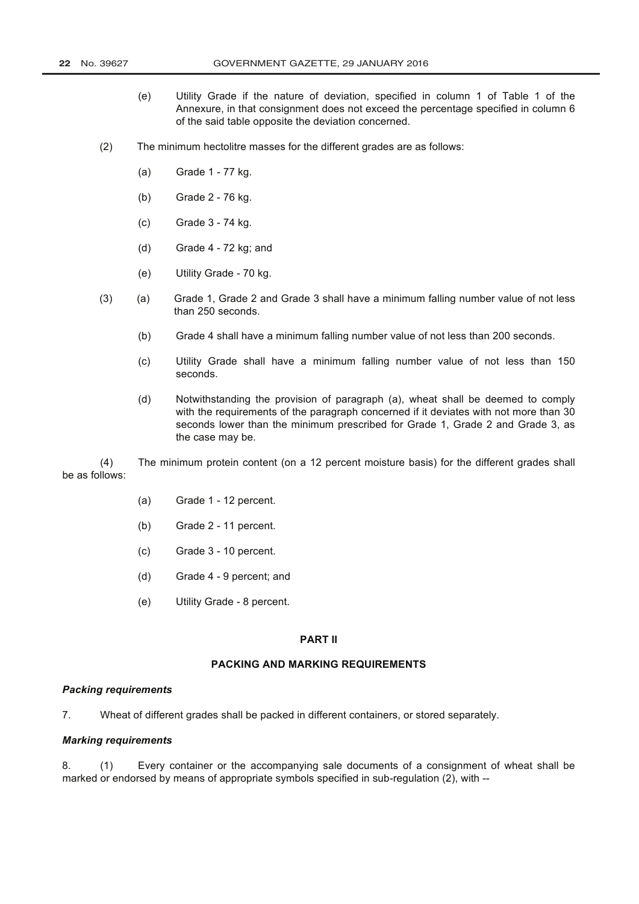(e) Utility Grade if the nature of deviation, specified in column 1 of Table 1 of the Annexure, in that consignment does not exceed the percentage specified in column 6 of the said table opposite the deviation concerned.

(2) The minimum hectolitre masses for the different grades are as follows:

(a) Grade 1 - 77 kg.

(b) Grade 2 - 76 kg.

(c) Grade 3 - 74 kg.

(d) Grade 4 - 72 kg; and

(e) Utility Grade - 70 kg.

(3) (a) Grade 1, Grade 2 and Grade 3 shall have a minimum falling number value of not less than 250 seconds.

(b) Grade 4 shall have a minimum falling number value of not less than 200 seconds.

(c) Utility Grade shall have a minimum falling number value of not less than 150 seconds.

(d) Notwithstanding the provision of paragraph (a), wheat shall be deemed to comply with the requirements of the paragraph concerned if it deviates with not more than 30 seconds lower than the minimum prescribed for Grade 1, Grade 2 and Grade 3, as the case may be.

(4) The minimum protein content (on a 12 percent moisture basis) for the different grades shall be as follows:

(a) Grade 1 - 12 percent.

(b) Grade 2 - 11 percent.

(c) Grade 3 - 10 percent.

(d) Grade 4 - 9 percent; and

(e) Utility Grade - 8 percent.

## PART II

## PACKING AND MARKING REQUIREMENTS

***Packing requirements***

7. Wheat of different grades shall be packed in different containers, or stored separately.

***Marking requirements***

8. (1) Every container or the accompanying sale documents of a consignment of wheat shall be marked or endorsed by means of appropriate symbols specified in sub-regulation (2), with --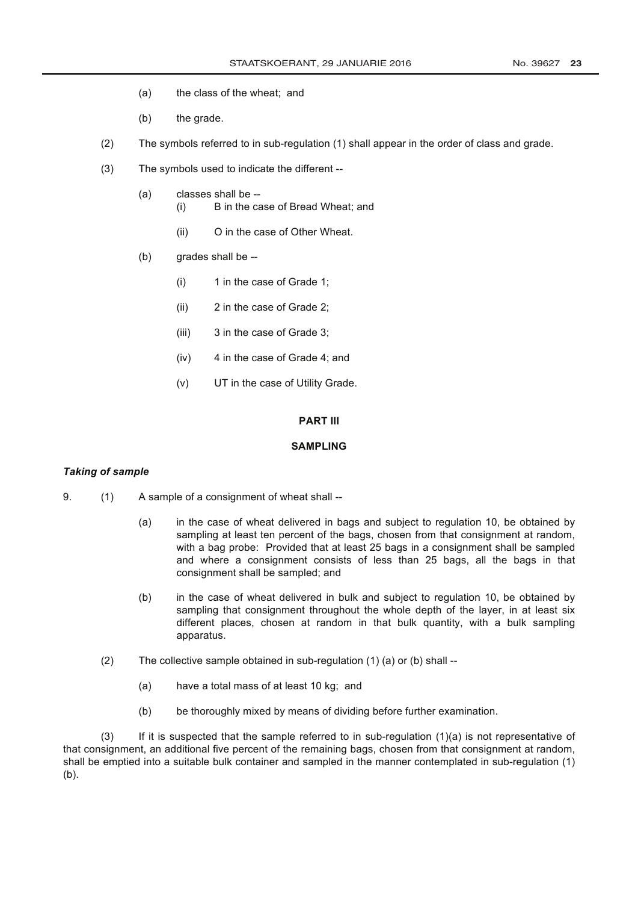(a) the class of the wheat; and

(b) the grade.

(2) The symbols referred to in sub-regulation (1) shall appear in the order of class and grade.

(3) The symbols used to indicate the different --

(a) classes shall be --

(i) B in the case of Bread Wheat; and

(ii) O in the case of Other Wheat.

(b) grades shall be --

(i) 1 in the case of Grade 1;

(ii) 2 in the case of Grade 2;

(iii) 3 in the case of Grade 3;

(iv) 4 in the case of Grade 4; and

(v) UT in the case of Utility Grade.

## PART III

## SAMPLING

***Taking of sample***

9. (1) A sample of a consignment of wheat shall --

(a) in the case of wheat delivered in bags and subject to regulation 10, be obtained by sampling at least ten percent of the bags, chosen from that consignment at random, with a bag probe: Provided that at least 25 bags in a consignment shall be sampled and where a consignment consists of less than 25 bags, all the bags in that consignment shall be sampled; and

(b) in the case of wheat delivered in bulk and subject to regulation 10, be obtained by sampling that consignment throughout the whole depth of the layer, in at least six different places, chosen at random in that bulk quantity, with a bulk sampling apparatus.

(2) The collective sample obtained in sub-regulation (1) (a) or (b) shall --

(a) have a total mass of at least 10 kg; and

(b) be thoroughly mixed by means of dividing before further examination.

(3) If it is suspected that the sample referred to in sub-regulation (1)(a) is not representative of that consignment, an additional five percent of the remaining bags, chosen from that consignment at random, shall be emptied into a suitable bulk container and sampled in the manner contemplated in sub-regulation (1)(b).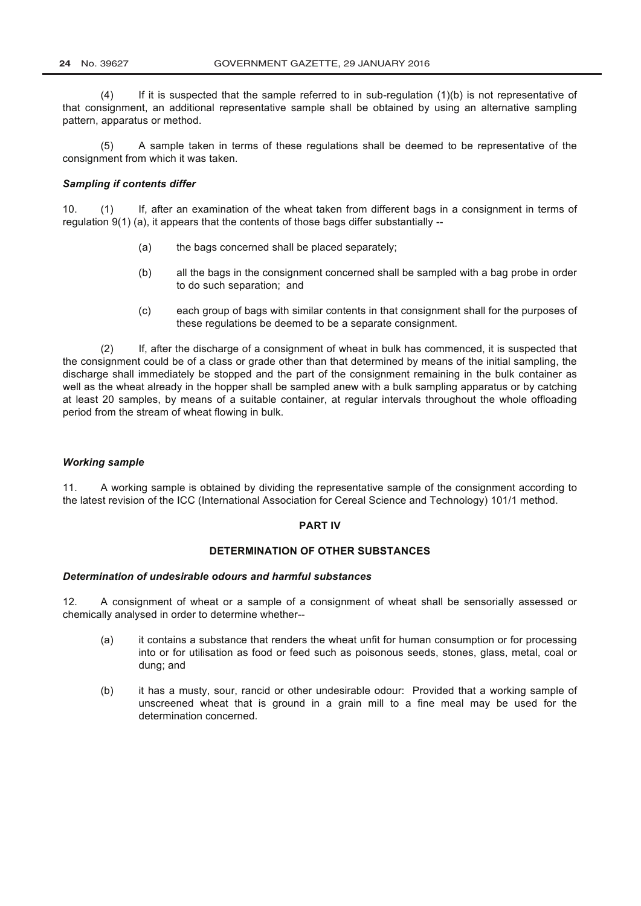(4) If it is suspected that the sample referred to in sub-regulation (1)(b) is not representative of that consignment, an additional representative sample shall be obtained by using an alternative sampling pattern, apparatus or method.

(5) A sample taken in terms of these regulations shall be deemed to be representative of the consignment from which it was taken.

***Sampling if contents differ***

10. (1) If, after an examination of the wheat taken from different bags in a consignment in terms of regulation 9(1) (a), it appears that the contents of those bags differ substantially --

(a) the bags concerned shall be placed separately;

(b) all the bags in the consignment concerned shall be sampled with a bag probe in order to do such separation; and

(c) each group of bags with similar contents in that consignment shall for the purposes of these regulations be deemed to be a separate consignment.

(2) If, after the discharge of a consignment of wheat in bulk has commenced, it is suspected that the consignment could be of a class or grade other than that determined by means of the initial sampling, the discharge shall immediately be stopped and the part of the consignment remaining in the bulk container as well as the wheat already in the hopper shall be sampled anew with a bulk sampling apparatus or by catching at least 20 samples, by means of a suitable container, at regular intervals throughout the whole offloading period from the stream of wheat flowing in bulk.

***Working sample***

11. A working sample is obtained by dividing the representative sample of the consignment according to the latest revision of the ICC (International Association for Cereal Science and Technology) 101/1 method.

## PART IV

## DETERMINATION OF OTHER SUBSTANCES

***Determination of undesirable odours and harmful substances***

12. A consignment of wheat or a sample of a consignment of wheat shall be sensorially assessed or chemically analysed in order to determine whether--

(a) it contains a substance that renders the wheat unfit for human consumption or for processing into or for utilisation as food or feed such as poisonous seeds, stones, glass, metal, coal or dung; and

(b) it has a musty, sour, rancid or other undesirable odour: Provided that a working sample of unscreened wheat that is ground in a grain mill to a fine meal may be used for the determination concerned.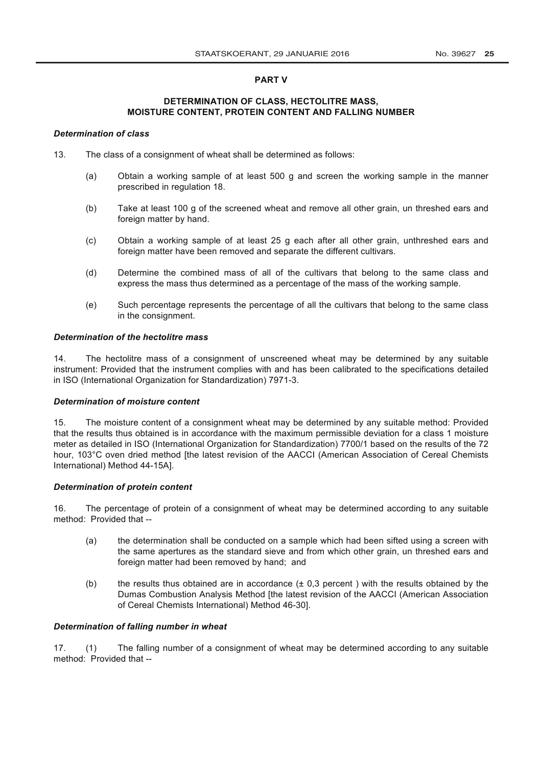## PART V

### DETERMINATION OF CLASS, HECTOLITRE MASS, MOISTURE CONTENT, PROTEIN CONTENT AND FALLING NUMBER

***Determination of class***

13. The class of a consignment of wheat shall be determined as follows:

(a) Obtain a working sample of at least 500 g and screen the working sample in the manner prescribed in regulation 18.

(b) Take at least 100 g of the screened wheat and remove all other grain, un threshed ears and foreign matter by hand.

(c) Obtain a working sample of at least 25 g each after all other grain, unthreshed ears and foreign matter have been removed and separate the different cultivars.

(d) Determine the combined mass of all of the cultivars that belong to the same class and express the mass thus determined as a percentage of the mass of the working sample.

(e) Such percentage represents the percentage of all the cultivars that belong to the same class in the consignment.

***Determination of the hectolitre mass***

14. The hectolitre mass of a consignment of unscreened wheat may be determined by any suitable instrument: Provided that the instrument complies with and has been calibrated to the specifications detailed in ISO (International Organization for Standardization) 7971-3.

***Determination of moisture content***

15. The moisture content of a consignment wheat may be determined by any suitable method: Provided that the results thus obtained is in accordance with the maximum permissible deviation for a class 1 moisture meter as detailed in ISO (International Organization for Standardization) 7700/1 based on the results of the 72 hour, 103°C oven dried method [the latest revision of the AACCI (American Association of Cereal Chemists International) Method 44-15A].

***Determination of protein content***

16. The percentage of protein of a consignment of wheat may be determined according to any suitable method: Provided that --

(a) the determination shall be conducted on a sample which had been sifted using a screen with the same apertures as the standard sieve and from which other grain, un threshed ears and foreign matter had been removed by hand; and

(b) the results thus obtained are in accordance (± 0,3 percent ) with the results obtained by the Dumas Combustion Analysis Method [the latest revision of the AACCI (American Association of Cereal Chemists International) Method 46-30].

***Determination of falling number in wheat***

17. (1) The falling number of a consignment of wheat may be determined according to any suitable method: Provided that --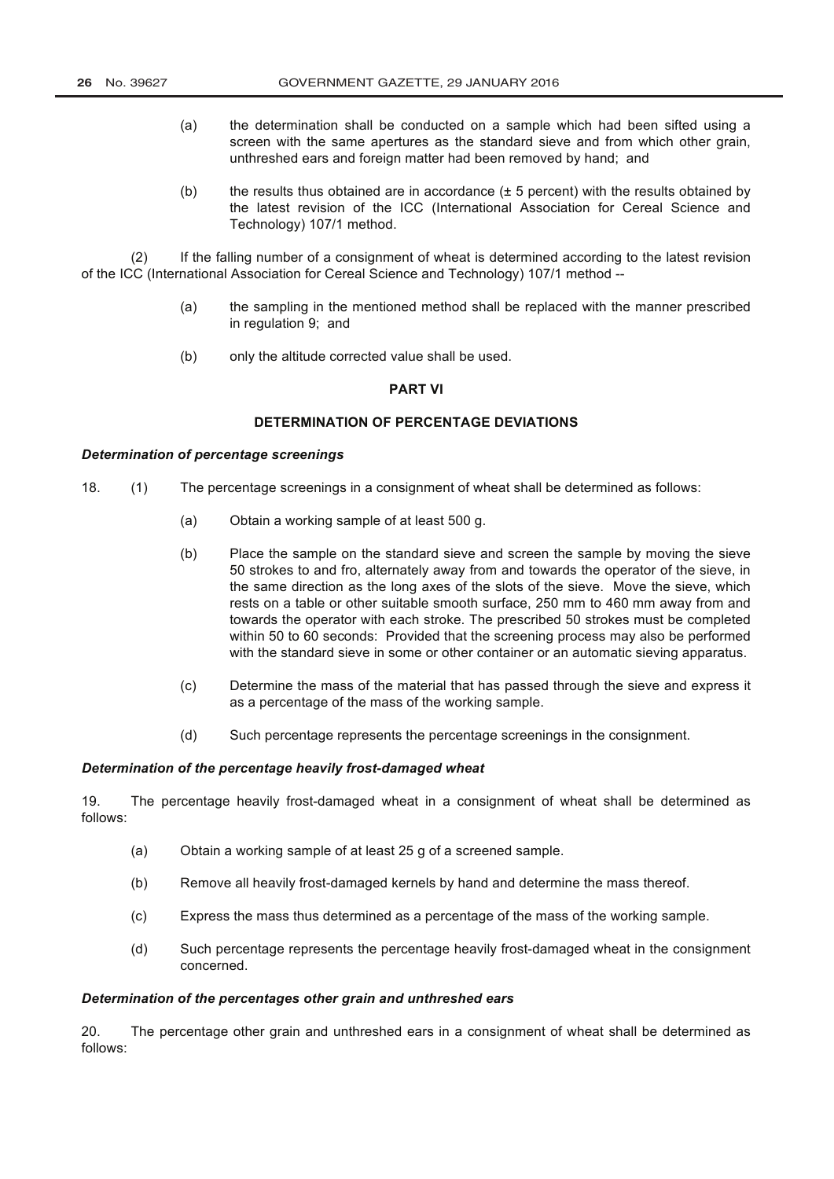(a) the determination shall be conducted on a sample which had been sifted using a screen with the same apertures as the standard sieve and from which other grain, unthreshed ears and foreign matter had been removed by hand; and

(b) the results thus obtained are in accordance (± 5 percent) with the results obtained by the latest revision of the ICC (International Association for Cereal Science and Technology) 107/1 method.

(2) If the falling number of a consignment of wheat is determined according to the latest revision of the ICC (International Association for Cereal Science and Technology) 107/1 method --

(a) the sampling in the mentioned method shall be replaced with the manner prescribed in regulation 9; and

(b) only the altitude corrected value shall be used.

## PART VI

## DETERMINATION OF PERCENTAGE DEVIATIONS

***Determination of percentage screenings***

18. (1) The percentage screenings in a consignment of wheat shall be determined as follows:

(a) Obtain a working sample of at least 500 g.

(b) Place the sample on the standard sieve and screen the sample by moving the sieve 50 strokes to and fro, alternately away from and towards the operator of the sieve, in the same direction as the long axes of the slots of the sieve. Move the sieve, which rests on a table or other suitable smooth surface, 250 mm to 460 mm away from and towards the operator with each stroke. The prescribed 50 strokes must be completed within 50 to 60 seconds: Provided that the screening process may also be performed with the standard sieve in some or other container or an automatic sieving apparatus.

(c) Determine the mass of the material that has passed through the sieve and express it as a percentage of the mass of the working sample.

(d) Such percentage represents the percentage screenings in the consignment.

***Determination of the percentage heavily frost-damaged wheat***

19. The percentage heavily frost-damaged wheat in a consignment of wheat shall be determined as follows:

(a) Obtain a working sample of at least 25 g of a screened sample.

(b) Remove all heavily frost-damaged kernels by hand and determine the mass thereof.

(c) Express the mass thus determined as a percentage of the mass of the working sample.

(d) Such percentage represents the percentage heavily frost-damaged wheat in the consignment concerned.

***Determination of the percentages other grain and unthreshed ears***

20. The percentage other grain and unthreshed ears in a consignment of wheat shall be determined as follows: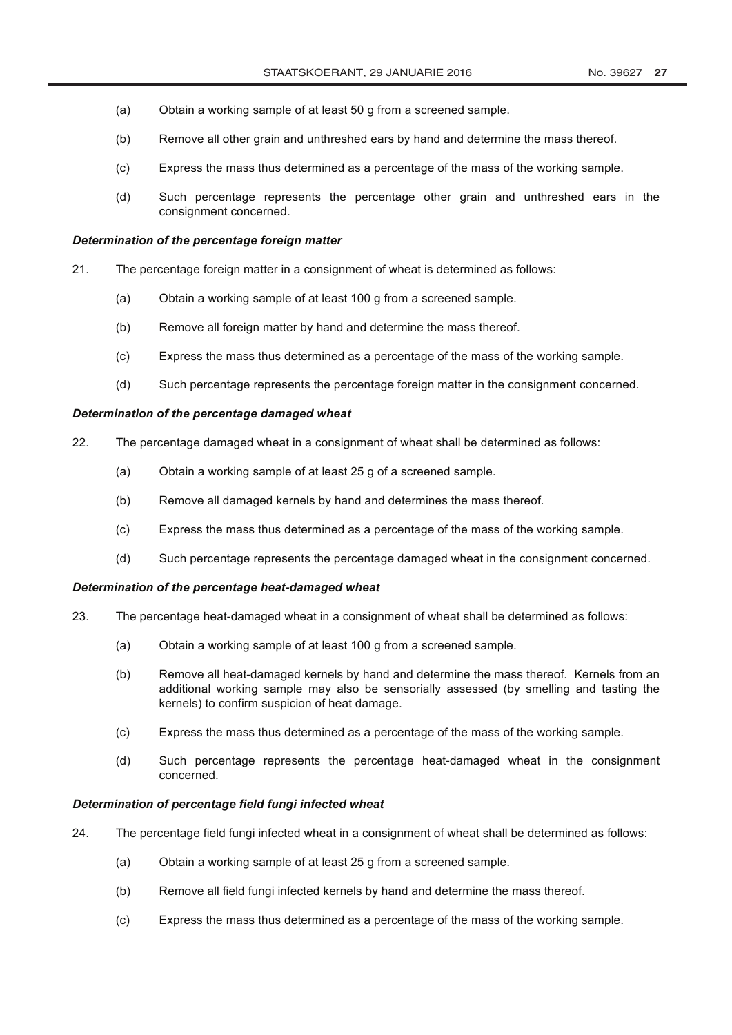(a) Obtain a working sample of at least 50 g from a screened sample.

(b) Remove all other grain and unthreshed ears by hand and determine the mass thereof.

(c) Express the mass thus determined as a percentage of the mass of the working sample.

(d) Such percentage represents the percentage other grain and unthreshed ears in the consignment concerned.

***Determination of the percentage foreign matter***

21. The percentage foreign matter in a consignment of wheat is determined as follows:

(a) Obtain a working sample of at least 100 g from a screened sample.

(b) Remove all foreign matter by hand and determine the mass thereof.

(c) Express the mass thus determined as a percentage of the mass of the working sample.

(d) Such percentage represents the percentage foreign matter in the consignment concerned.

***Determination of the percentage damaged wheat***

22. The percentage damaged wheat in a consignment of wheat shall be determined as follows:

(a) Obtain a working sample of at least 25 g of a screened sample.

(b) Remove all damaged kernels by hand and determines the mass thereof.

(c) Express the mass thus determined as a percentage of the mass of the working sample.

(d) Such percentage represents the percentage damaged wheat in the consignment concerned.

***Determination of the percentage heat-damaged wheat***

23. The percentage heat-damaged wheat in a consignment of wheat shall be determined as follows:

(a) Obtain a working sample of at least 100 g from a screened sample.

(b) Remove all heat-damaged kernels by hand and determine the mass thereof. Kernels from an additional working sample may also be sensorially assessed (by smelling and tasting the kernels) to confirm suspicion of heat damage.

(c) Express the mass thus determined as a percentage of the mass of the working sample.

(d) Such percentage represents the percentage heat-damaged wheat in the consignment concerned.

***Determination of percentage field fungi infected wheat***

24. The percentage field fungi infected wheat in a consignment of wheat shall be determined as follows:

(a) Obtain a working sample of at least 25 g from a screened sample.

(b) Remove all field fungi infected kernels by hand and determine the mass thereof.

(c) Express the mass thus determined as a percentage of the mass of the working sample.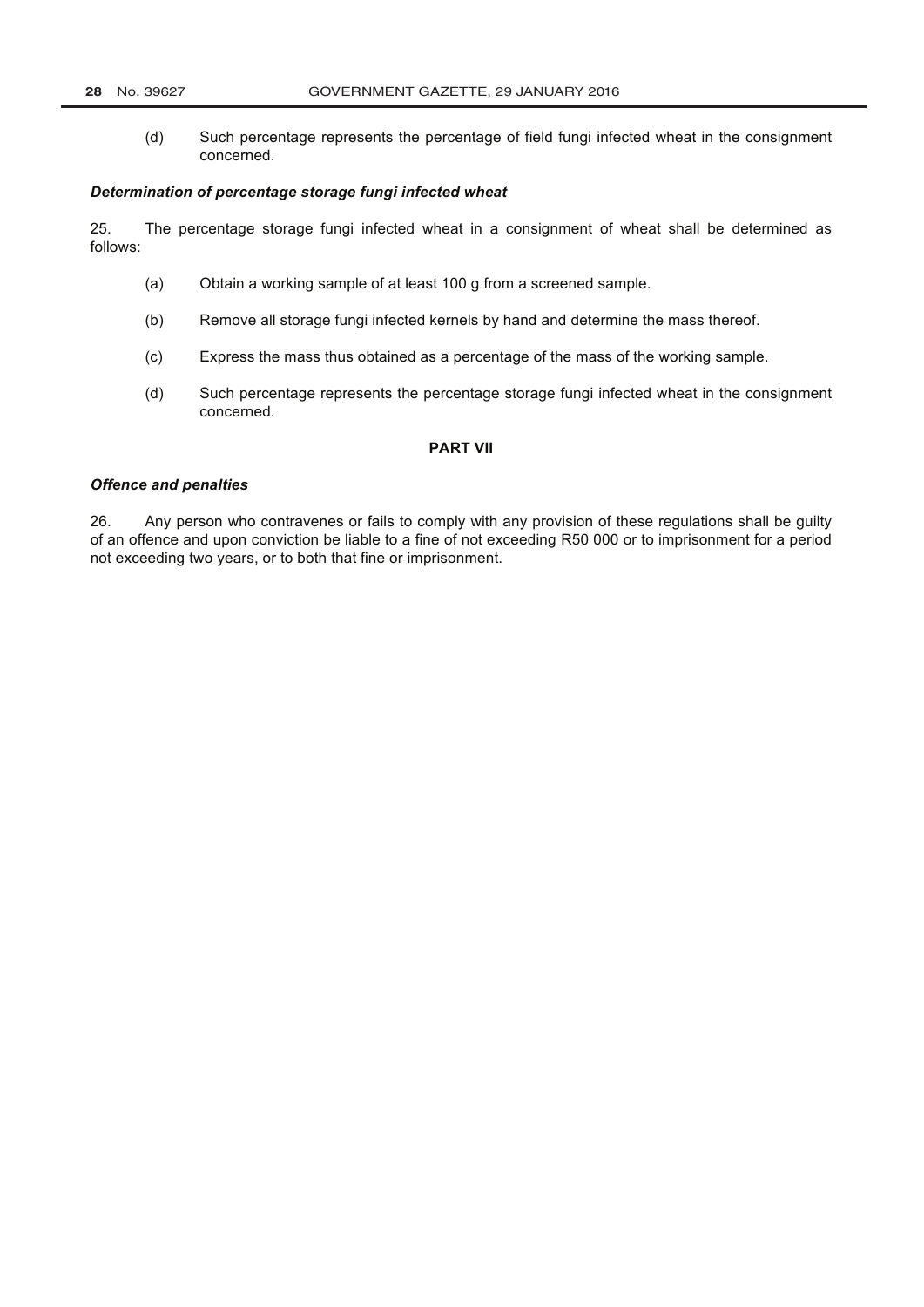(d) Such percentage represents the percentage of field fungi infected wheat in the consignment concerned.

***Determination of percentage storage fungi infected wheat***

25. The percentage storage fungi infected wheat in a consignment of wheat shall be determined as follows:

(a) Obtain a working sample of at least 100 g from a screened sample.

(b) Remove all storage fungi infected kernels by hand and determine the mass thereof.

(c) Express the mass thus obtained as a percentage of the mass of the working sample.

(d) Such percentage represents the percentage storage fungi infected wheat in the consignment concerned.

**PART VII**

***Offence and penalties***

26. Any person who contravenes or fails to comply with any provision of these regulations shall be guilty of an offence and upon conviction be liable to a fine of not exceeding R50 000 or to imprisonment for a period not exceeding two years, or to both that fine or imprisonment.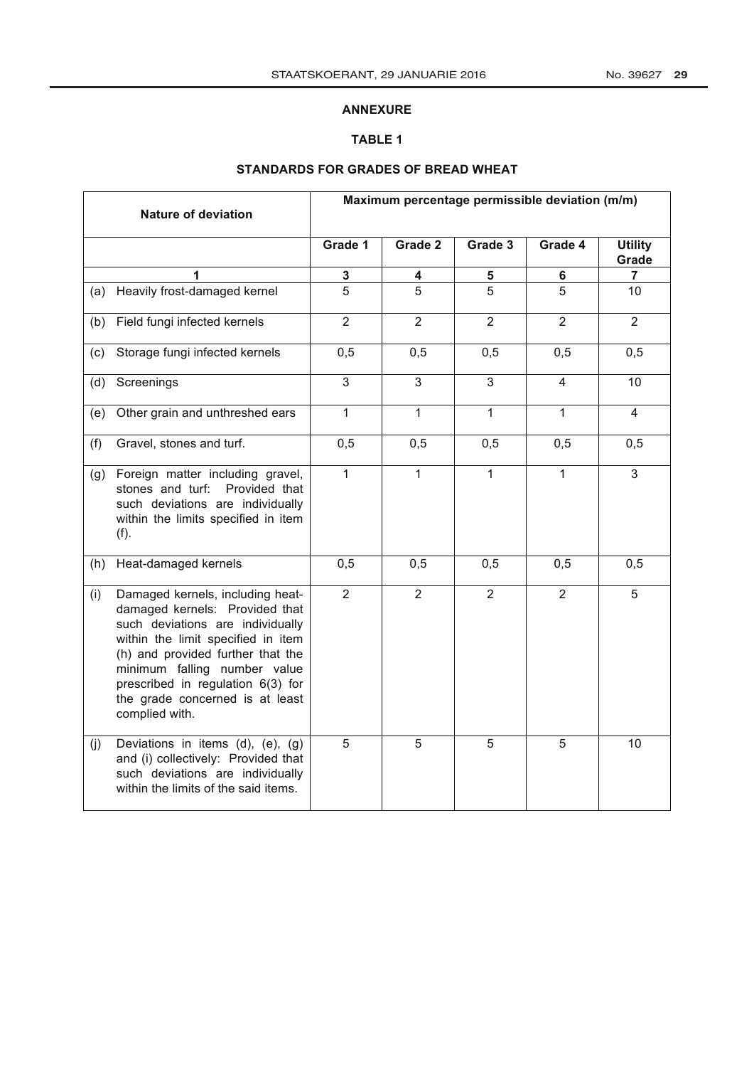**ANNEXURE**

**TABLE 1**

**STANDARDS FOR GRADES OF BREAD WHEAT**

| Nature of deviation | Maximum percentage permissible deviation (m/m) | | | | |
|---|---|---|---|---|---|
| | **Grade 1** | **Grade 2** | **Grade 3** | **Grade 4** | **Utility Grade** |
| **1** | **3** | **4** | **5** | **6** | **7** |
| (a) Heavily frost-damaged kernel | 5 | 5 | 5 | 5 | 10 |
| (b) Field fungi infected kernels | 2 | 2 | 2 | 2 | 2 |
| (c) Storage fungi infected kernels | 0,5 | 0,5 | 0,5 | 0,5 | 0,5 |
| (d) Screenings | 3 | 3 | 3 | 4 | 10 |
| (e) Other grain and unthreshed ears | 1 | 1 | 1 | 1 | 4 |
| (f) Gravel, stones and turf. | 0,5 | 0,5 | 0,5 | 0,5 | 0,5 |
| (g) Foreign matter including gravel, stones and turf: Provided that such deviations are individually within the limits specified in item (f). | 1 | 1 | 1 | 1 | 3 |
| (h) Heat-damaged kernels | 0,5 | 0,5 | 0,5 | 0,5 | 0,5 |
| (i) Damaged kernels, including heat-damaged kernels: Provided that such deviations are individually within the limit specified in item (h) and provided further that the minimum falling number value prescribed in regulation 6(3) for the grade concerned is at least complied with. | 2 | 2 | 2 | 2 | 5 |
| (j) Deviations in items (d), (e), (g) and (i) collectively: Provided that such deviations are individually within the limits of the said items. | 5 | 5 | 5 | 5 | 10 |